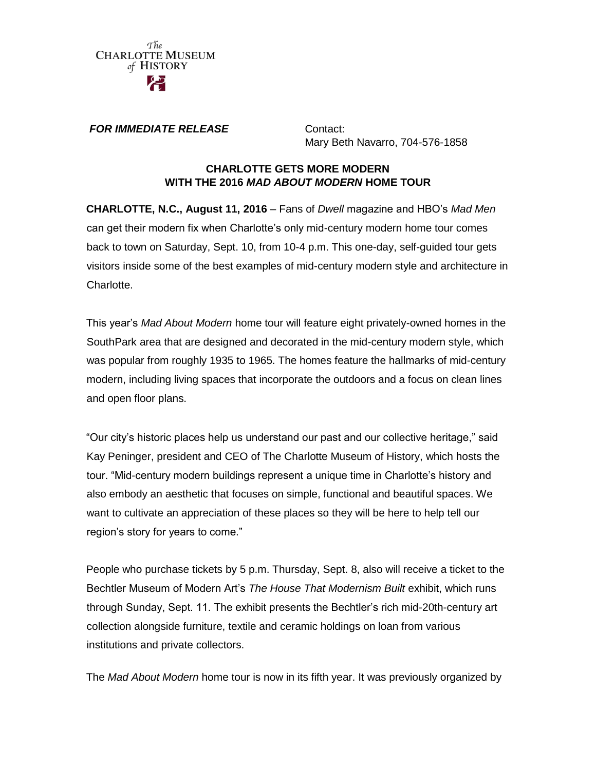The Charlotte Museum of History

***FOR IMMEDIATE RELEASE***

Contact:
Mary Beth Navarro, 704-576-1858

## CHARLOTTE GETS MORE MODERN WITH THE 2016 *MAD ABOUT MODERN* HOME TOUR

**CHARLOTTE, N.C., August 11, 2016** – Fans of *Dwell* magazine and HBO's *Mad Men* can get their modern fix when Charlotte's only mid-century modern home tour comes back to town on Saturday, Sept. 10, from 10-4 p.m. This one-day, self-guided tour gets visitors inside some of the best examples of mid-century modern style and architecture in Charlotte.

This year's *Mad About Modern* home tour will feature eight privately-owned homes in the SouthPark area that are designed and decorated in the mid-century modern style, which was popular from roughly 1935 to 1965. The homes feature the hallmarks of mid-century modern, including living spaces that incorporate the outdoors and a focus on clean lines and open floor plans.

"Our city's historic places help us understand our past and our collective heritage," said Kay Peninger, president and CEO of The Charlotte Museum of History, which hosts the tour. "Mid-century modern buildings represent a unique time in Charlotte's history and also embody an aesthetic that focuses on simple, functional and beautiful spaces. We want to cultivate an appreciation of these places so they will be here to help tell our region's story for years to come."

People who purchase tickets by 5 p.m. Thursday, Sept. 8, also will receive a ticket to the Bechtler Museum of Modern Art's *The House That Modernism Built* exhibit, which runs through Sunday, Sept. 11. The exhibit presents the Bechtler's rich mid-20th-century art collection alongside furniture, textile and ceramic holdings on loan from various institutions and private collectors.

The *Mad About Modern* home tour is now in its fifth year. It was previously organized by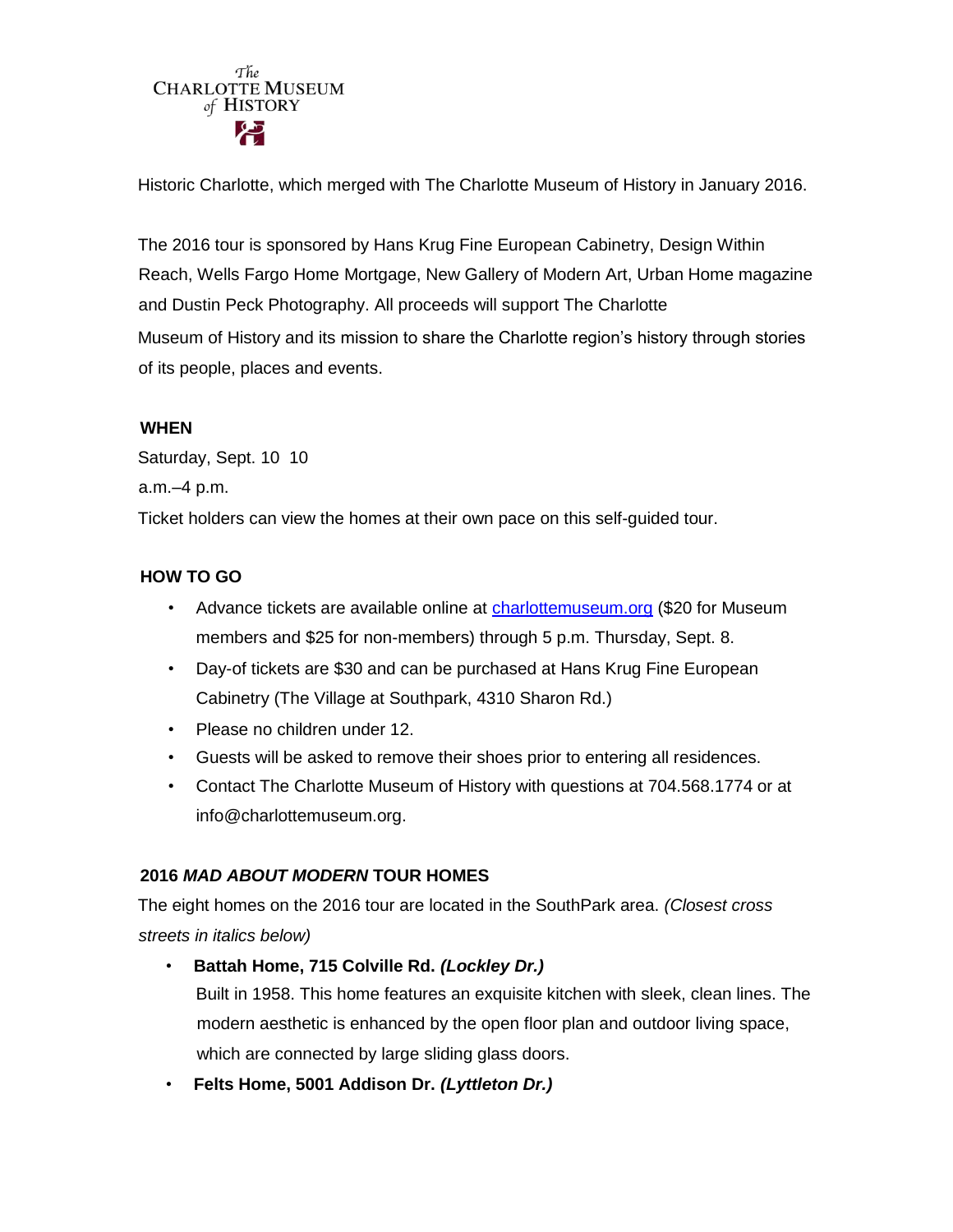Historic Charlotte, which merged with The Charlotte Museum of History in January 2016.

The 2016 tour is sponsored by Hans Krug Fine European Cabinetry, Design Within Reach, Wells Fargo Home Mortgage, New Gallery of Modern Art, Urban Home magazine and Dustin Peck Photography. All proceeds will support The Charlotte Museum of History and its mission to share the Charlotte region's history through stories of its people, places and events.

**WHEN**

Saturday, Sept. 10 10 a.m.–4 p.m.

Ticket holders can view the homes at their own pace on this self-guided tour.

**HOW TO GO**

- Advance tickets are available online at charlottemuseum.org ($20 for Museum members and $25 for non-members) through 5 p.m. Thursday, Sept. 8.
- Day-of tickets are $30 and can be purchased at Hans Krug Fine European Cabinetry (The Village at Southpark, 4310 Sharon Rd.)
- Please no children under 12.
- Guests will be asked to remove their shoes prior to entering all residences.
- Contact The Charlotte Museum of History with questions at 704.568.1774 or at info@charlottemuseum.org.

**2016 *MAD ABOUT MODERN* TOUR HOMES**

The eight homes on the 2016 tour are located in the SouthPark area. *(Closest cross streets in italics below)*

- **Battah Home, 715 Colville Rd. *(Lockley Dr.)***
  Built in 1958. This home features an exquisite kitchen with sleek, clean lines. The modern aesthetic is enhanced by the open floor plan and outdoor living space, which are connected by large sliding glass doors.
- **Felts Home, 5001 Addison Dr. *(Lyttleton Dr.)***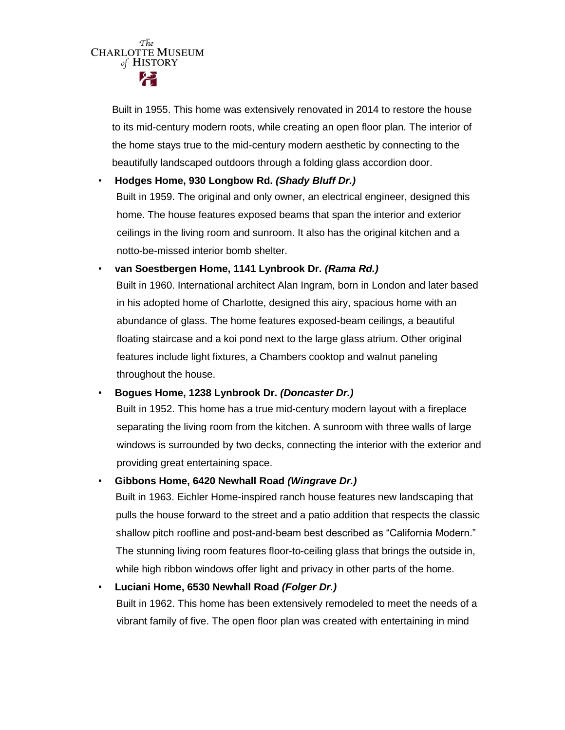Built in 1955. This home was extensively renovated in 2014 to restore the house to its mid-century modern roots, while creating an open floor plan. The interior of the home stays true to the mid-century modern aesthetic by connecting to the beautifully landscaped outdoors through a folding glass accordion door.

- **Hodges Home, 930 Longbow Rd.** ***(Shady Bluff Dr.)***
  Built in 1959. The original and only owner, an electrical engineer, designed this home. The house features exposed beams that span the interior and exterior ceilings in the living room and sunroom. It also has the original kitchen and a notto-be-missed interior bomb shelter.

- **van Soestbergen Home, 1141 Lynbrook Dr.** ***(Rama Rd.)***
  Built in 1960. International architect Alan Ingram, born in London and later based in his adopted home of Charlotte, designed this airy, spacious home with an abundance of glass. The home features exposed-beam ceilings, a beautiful floating staircase and a koi pond next to the large glass atrium. Other original features include light fixtures, a Chambers cooktop and walnut paneling throughout the house.

- **Bogues Home, 1238 Lynbrook Dr.** ***(Doncaster Dr.)***
  Built in 1952. This home has a true mid-century modern layout with a fireplace separating the living room from the kitchen. A sunroom with three walls of large windows is surrounded by two decks, connecting the interior with the exterior and providing great entertaining space.

- **Gibbons Home, 6420 Newhall Road** ***(Wingrave Dr.)***
  Built in 1963. Eichler Home-inspired ranch house features new landscaping that pulls the house forward to the street and a patio addition that respects the classic shallow pitch roofline and post-and-beam best described as "California Modern." The stunning living room features floor-to-ceiling glass that brings the outside in, while high ribbon windows offer light and privacy in other parts of the home.

- **Luciani Home, 6530 Newhall Road** ***(Folger Dr.)***
  Built in 1962. This home has been extensively remodeled to meet the needs of a vibrant family of five. The open floor plan was created with entertaining in mind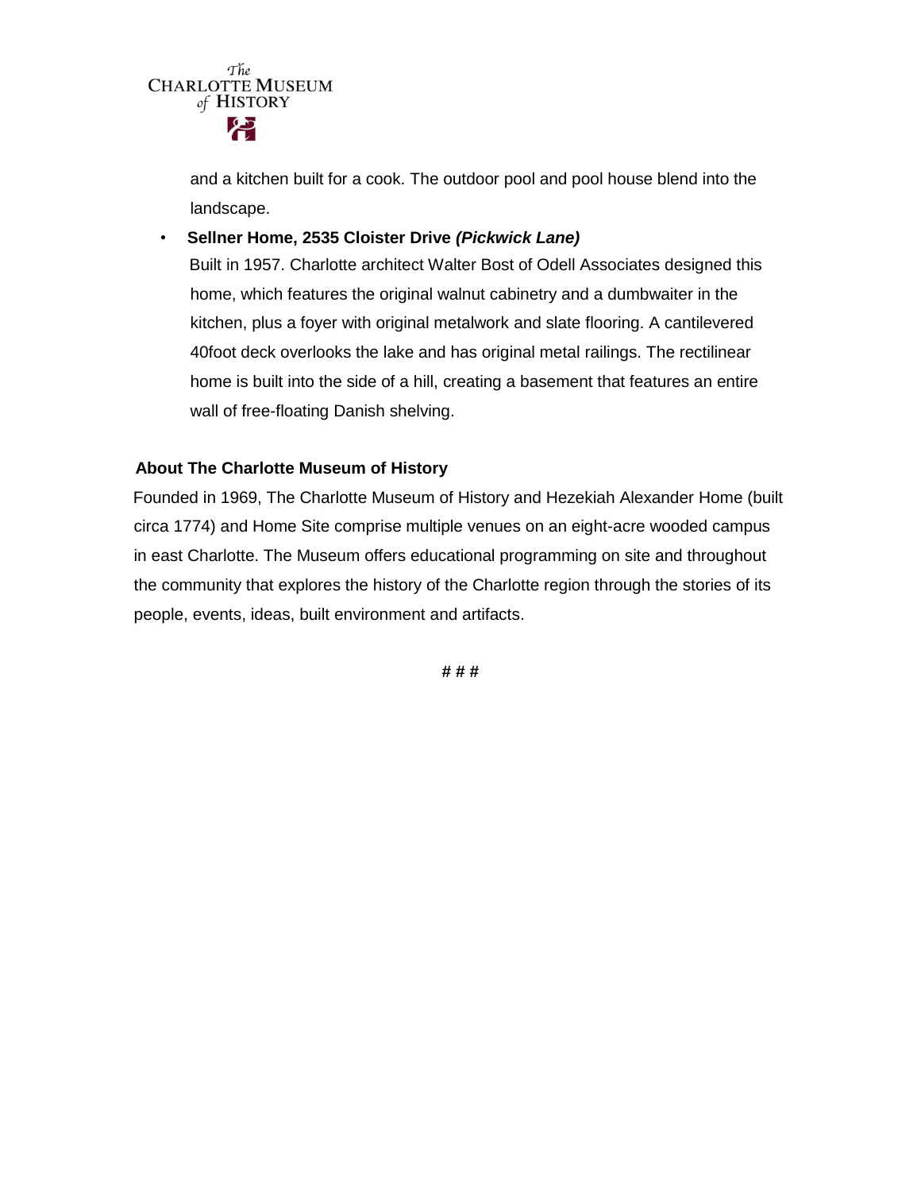and a kitchen built for a cook. The outdoor pool and pool house blend into the landscape.

- **Sellner Home, 2535 Cloister Drive *(Pickwick Lane)***
  Built in 1957. Charlotte architect Walter Bost of Odell Associates designed this home, which features the original walnut cabinetry and a dumbwaiter in the kitchen, plus a foyer with original metalwork and slate flooring. A cantilevered 40foot deck overlooks the lake and has original metal railings. The rectilinear home is built into the side of a hill, creating a basement that features an entire wall of free-floating Danish shelving.

**About The Charlotte Museum of History**

Founded in 1969, The Charlotte Museum of History and Hezekiah Alexander Home (built circa 1774) and Home Site comprise multiple venues on an eight-acre wooded campus in east Charlotte. The Museum offers educational programming on site and throughout the community that explores the history of the Charlotte region through the stories of its people, events, ideas, built environment and artifacts.

# # #